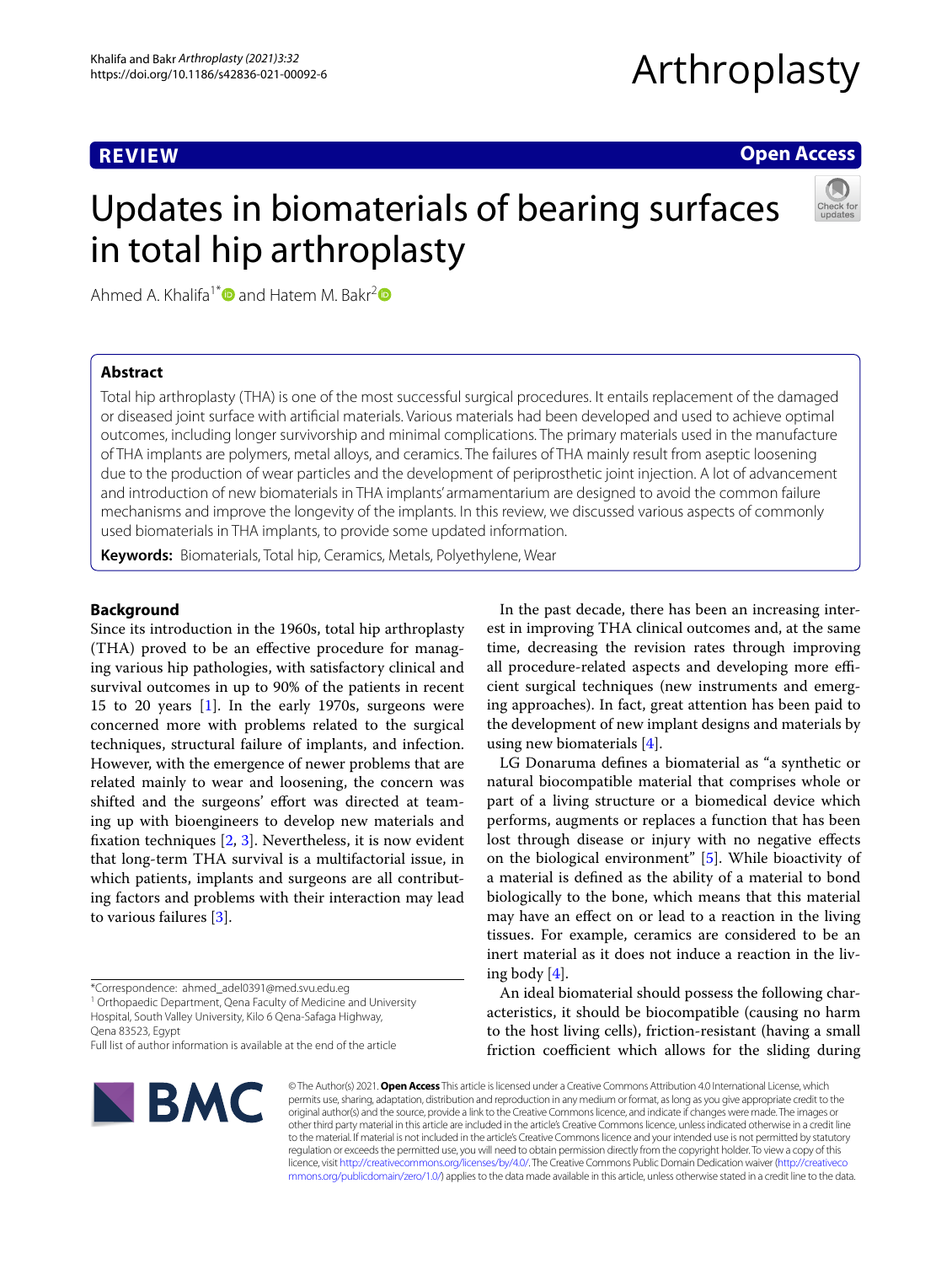REVIEW

Open Access

# Updates in biomaterials of bearing surfaces in total hip arthroplasty

Ahmed A. Khalifa[1*] and Hatem M. Bakr[2]

## Abstract

Total hip arthroplasty (THA) is one of the most successful surgical procedures. It entails replacement of the damaged or diseased joint surface with artificial materials. Various materials had been developed and used to achieve optimal outcomes, including longer survivorship and minimal complications. The primary materials used in the manufacture of THA implants are polymers, metal alloys, and ceramics. The failures of THA mainly result from aseptic loosening due to the production of wear particles and the development of periprosthetic joint injection. A lot of advancement and introduction of new biomaterials in THA implants' armamentarium are designed to avoid the common failure mechanisms and improve the longevity of the implants. In this review, we discussed various aspects of commonly used biomaterials in THA implants, to provide some updated information.

**Keywords:** Biomaterials, Total hip, Ceramics, Metals, Polyethylene, Wear

## Background

Since its introduction in the 1960s, total hip arthroplasty (THA) proved to be an effective procedure for managing various hip pathologies, with satisfactory clinical and survival outcomes in up to 90% of the patients in recent 15 to 20 years [1]. In the early 1970s, surgeons were concerned more with problems related to the surgical techniques, structural failure of implants, and infection. However, with the emergence of newer problems that are related mainly to wear and loosening, the concern was shifted and the surgeons' effort was directed at teaming up with bioengineers to develop new materials and fixation techniques [2, 3]. Nevertheless, it is now evident that long-term THA survival is a multifactorial issue, in which patients, implants and surgeons are all contributing factors and problems with their interaction may lead to various failures [3].

In the past decade, there has been an increasing interest in improving THA clinical outcomes and, at the same time, decreasing the revision rates through improving all procedure-related aspects and developing more efficient surgical techniques (new instruments and emerging approaches). In fact, great attention has been paid to the development of new implant designs and materials by using new biomaterials [4].

LG Donaruma defines a biomaterial as "a synthetic or natural biocompatible material that comprises whole or part of a living structure or a biomedical device which performs, augments or replaces a function that has been lost through disease or injury with no negative effects on the biological environment" [5]. While bioactivity of a material is defined as the ability of a material to bond biologically to the bone, which means that this material may have an effect on or lead to a reaction in the living tissues. For example, ceramics are considered to be an inert material as it does not induce a reaction in the living body [4].

An ideal biomaterial should possess the following characteristics, it should be biocompatible (causing no harm to the host living cells), friction-resistant (having a small friction coefficient which allows for the sliding during

*Correspondence: ahmed_adel0391@med.svu.edu.eg
[1] Orthopaedic Department, Qena Faculty of Medicine and University Hospital, South Valley University, Kilo 6 Qena-Safaga Highway, Qena 83523, Egypt
Full list of author information is available at the end of the article

© The Author(s) 2021. **Open Access** This article is licensed under a Creative Commons Attribution 4.0 International License, which permits use, sharing, adaptation, distribution and reproduction in any medium or format, as long as you give appropriate credit to the original author(s) and the source, provide a link to the Creative Commons licence, and indicate if changes were made. The images or other third party material in this article are included in the article's Creative Commons licence, unless indicated otherwise in a credit line to the material. If material is not included in the article's Creative Commons licence and your intended use is not permitted by statutory regulation or exceeds the permitted use, you will need to obtain permission directly from the copyright holder. To view a copy of this licence, visit http://creativecommons.org/licenses/by/4.0/. The Creative Commons Public Domain Dedication waiver (http://creativecommons.org/publicdomain/zero/1.0/) applies to the data made available in this article, unless otherwise stated in a credit line to the data.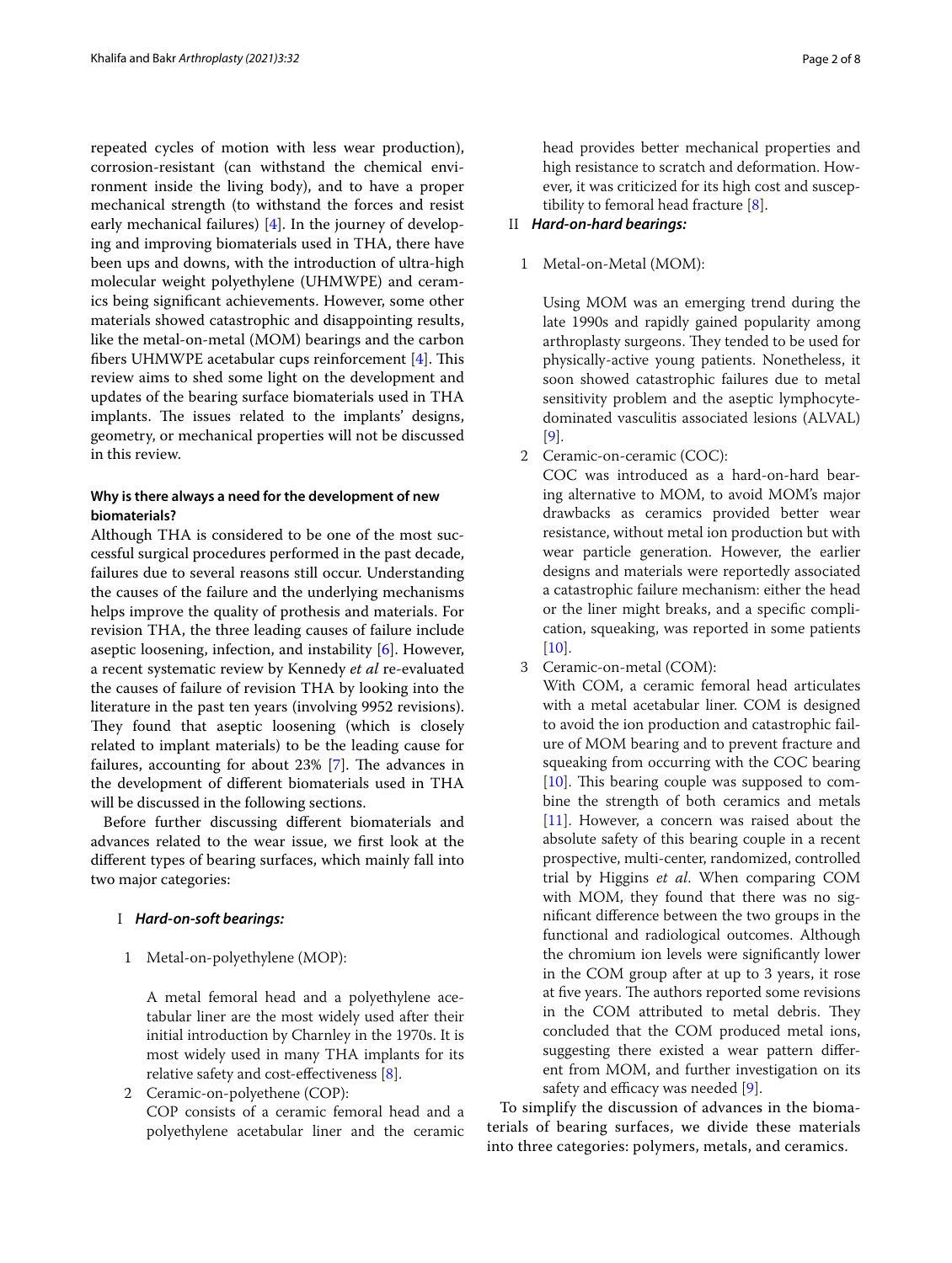repeated cycles of motion with less wear production), corrosion-resistant (can withstand the chemical environment inside the living body), and to have a proper mechanical strength (to withstand the forces and resist early mechanical failures) [4]. In the journey of developing and improving biomaterials used in THA, there have been ups and downs, with the introduction of ultra-high molecular weight polyethylene (UHMWPE) and ceramics being significant achievements. However, some other materials showed catastrophic and disappointing results, like the metal-on-metal (MOM) bearings and the carbon fibers UHMWPE acetabular cups reinforcement [4]. This review aims to shed some light on the development and updates of the bearing surface biomaterials used in THA implants. The issues related to the implants' designs, geometry, or mechanical properties will not be discussed in this review.

### Why is there always a need for the development of new biomaterials?

Although THA is considered to be one of the most successful surgical procedures performed in the past decade, failures due to several reasons still occur. Understanding the causes of the failure and the underlying mechanisms helps improve the quality of prothesis and materials. For revision THA, the three leading causes of failure include aseptic loosening, infection, and instability [6]. However, a recent systematic review by Kennedy *et al* re-evaluated the causes of failure of revision THA by looking into the literature in the past ten years (involving 9952 revisions). They found that aseptic loosening (which is closely related to implant materials) to be the leading cause for failures, accounting for about 23% [7]. The advances in the development of different biomaterials used in THA will be discussed in the following sections.

Before further discussing different biomaterials and advances related to the wear issue, we first look at the different types of bearing surfaces, which mainly fall into two major categories:

I ***Hard-on-soft bearings:***

1. Metal-on-polyethylene (MOP):

   A metal femoral head and a polyethylene acetabular liner are the most widely used after their initial introduction by Charnley in the 1970s. It is most widely used in many THA implants for its relative safety and cost-effectiveness [8].

2. Ceramic-on-polyethene (COP):
   COP consists of a ceramic femoral head and a polyethylene acetabular liner and the ceramic head provides better mechanical properties and high resistance to scratch and deformation. However, it was criticized for its high cost and susceptibility to femoral head fracture [8].

II ***Hard-on-hard bearings:***

1. Metal-on-Metal (MOM):

   Using MOM was an emerging trend during the late 1990s and rapidly gained popularity among arthroplasty surgeons. They tended to be used for physically-active young patients. Nonetheless, it soon showed catastrophic failures due to metal sensitivity problem and the aseptic lymphocyte-dominated vasculitis associated lesions (ALVAL) [9].

2. Ceramic-on-ceramic (COC):
   COC was introduced as a hard-on-hard bearing alternative to MOM, to avoid MOM's major drawbacks as ceramics provided better wear resistance, without metal ion production but with wear particle generation. However, the earlier designs and materials were reportedly associated a catastrophic failure mechanism: either the head or the liner might breaks, and a specific complication, squeaking, was reported in some patients [10].

3. Ceramic-on-metal (COM):
   With COM, a ceramic femoral head articulates with a metal acetabular liner. COM is designed to avoid the ion production and catastrophic failure of MOM bearing and to prevent fracture and squeaking from occurring with the COC bearing [10]. This bearing couple was supposed to combine the strength of both ceramics and metals [11]. However, a concern was raised about the absolute safety of this bearing couple in a recent prospective, multi-center, randomized, controlled trial by Higgins *et al*. When comparing COM with MOM, they found that there was no significant difference between the two groups in the functional and radiological outcomes. Although the chromium ion levels were significantly lower in the COM group after at up to 3 years, it rose at five years. The authors reported some revisions in the COM attributed to metal debris. They concluded that the COM produced metal ions, suggesting there existed a wear pattern different from MOM, and further investigation on its safety and efficacy was needed [9].

To simplify the discussion of advances in the biomaterials of bearing surfaces, we divide these materials into three categories: polymers, metals, and ceramics.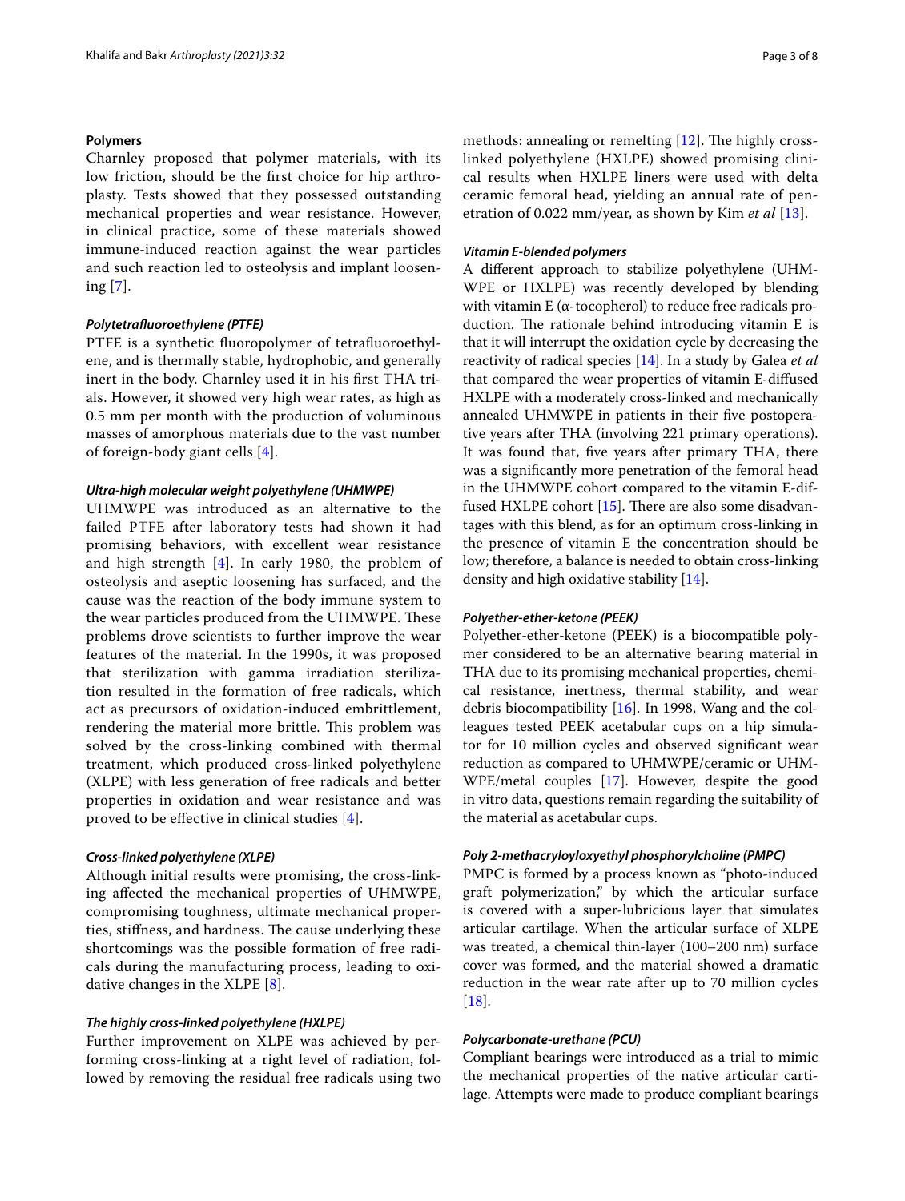## Polymers

Charnley proposed that polymer materials, with its low friction, should be the first choice for hip arthroplasty. Tests showed that they possessed outstanding mechanical properties and wear resistance. However, in clinical practice, some of these materials showed immune-induced reaction against the wear particles and such reaction led to osteolysis and implant loosening [7].

### *Polytetrafluoroethylene (PTFE)*

PTFE is a synthetic fluoropolymer of tetrafluoroethylene, and is thermally stable, hydrophobic, and generally inert in the body. Charnley used it in his first THA trials. However, it showed very high wear rates, as high as 0.5 mm per month with the production of voluminous masses of amorphous materials due to the vast number of foreign-body giant cells [4].

### *Ultra-high molecular weight polyethylene (UHMWPE)*

UHMWPE was introduced as an alternative to the failed PTFE after laboratory tests had shown it had promising behaviors, with excellent wear resistance and high strength [4]. In early 1980, the problem of osteolysis and aseptic loosening has surfaced, and the cause was the reaction of the body immune system to the wear particles produced from the UHMWPE. These problems drove scientists to further improve the wear features of the material. In the 1990s, it was proposed that sterilization with gamma irradiation sterilization resulted in the formation of free radicals, which act as precursors of oxidation-induced embrittlement, rendering the material more brittle. This problem was solved by the cross-linking combined with thermal treatment, which produced cross-linked polyethylene (XLPE) with less generation of free radicals and better properties in oxidation and wear resistance and was proved to be effective in clinical studies [4].

### *Cross-linked polyethylene (XLPE)*

Although initial results were promising, the cross-linking affected the mechanical properties of UHMWPE, compromising toughness, ultimate mechanical properties, stiffness, and hardness. The cause underlying these shortcomings was the possible formation of free radicals during the manufacturing process, leading to oxidative changes in the XLPE [8].

### *The highly cross-linked polyethylene (HXLPE)*

Further improvement on XLPE was achieved by performing cross-linking at a right level of radiation, followed by removing the residual free radicals using two methods: annealing or remelting [12]. The highly cross-linked polyethylene (HXLPE) showed promising clinical results when HXLPE liners were used with delta ceramic femoral head, yielding an annual rate of penetration of 0.022 mm/year, as shown by Kim *et al* [13].

### *Vitamin E-blended polymers*

A different approach to stabilize polyethylene (UHMWPE or HXLPE) was recently developed by blending with vitamin E (α-tocopherol) to reduce free radicals production. The rationale behind introducing vitamin E is that it will interrupt the oxidation cycle by decreasing the reactivity of radical species [14]. In a study by Galea *et al* that compared the wear properties of vitamin E-diffused HXLPE with a moderately cross-linked and mechanically annealed UHMWPE in patients in their five postoperative years after THA (involving 221 primary operations). It was found that, five years after primary THA, there was a significantly more penetration of the femoral head in the UHMWPE cohort compared to the vitamin E-diffused HXLPE cohort [15]. There are also some disadvantages with this blend, as for an optimum cross-linking in the presence of vitamin E the concentration should be low; therefore, a balance is needed to obtain cross-linking density and high oxidative stability [14].

### *Polyether-ether-ketone (PEEK)*

Polyether-ether-ketone (PEEK) is a biocompatible polymer considered to be an alternative bearing material in THA due to its promising mechanical properties, chemical resistance, inertness, thermal stability, and wear debris biocompatibility [16]. In 1998, Wang and the colleagues tested PEEK acetabular cups on a hip simulator for 10 million cycles and observed significant wear reduction as compared to UHMWPE/ceramic or UHMWPE/metal couples [17]. However, despite the good in vitro data, questions remain regarding the suitability of the material as acetabular cups.

### *Poly 2-methacryloyloxyethyl phosphorylcholine (PMPC)*

PMPC is formed by a process known as "photo-induced graft polymerization," by which the articular surface is covered with a super-lubricious layer that simulates articular cartilage. When the articular surface of XLPE was treated, a chemical thin-layer (100–200 nm) surface cover was formed, and the material showed a dramatic reduction in the wear rate after up to 70 million cycles [18].

### *Polycarbonate-urethane (PCU)*

Compliant bearings were introduced as a trial to mimic the mechanical properties of the native articular cartilage. Attempts were made to produce compliant bearings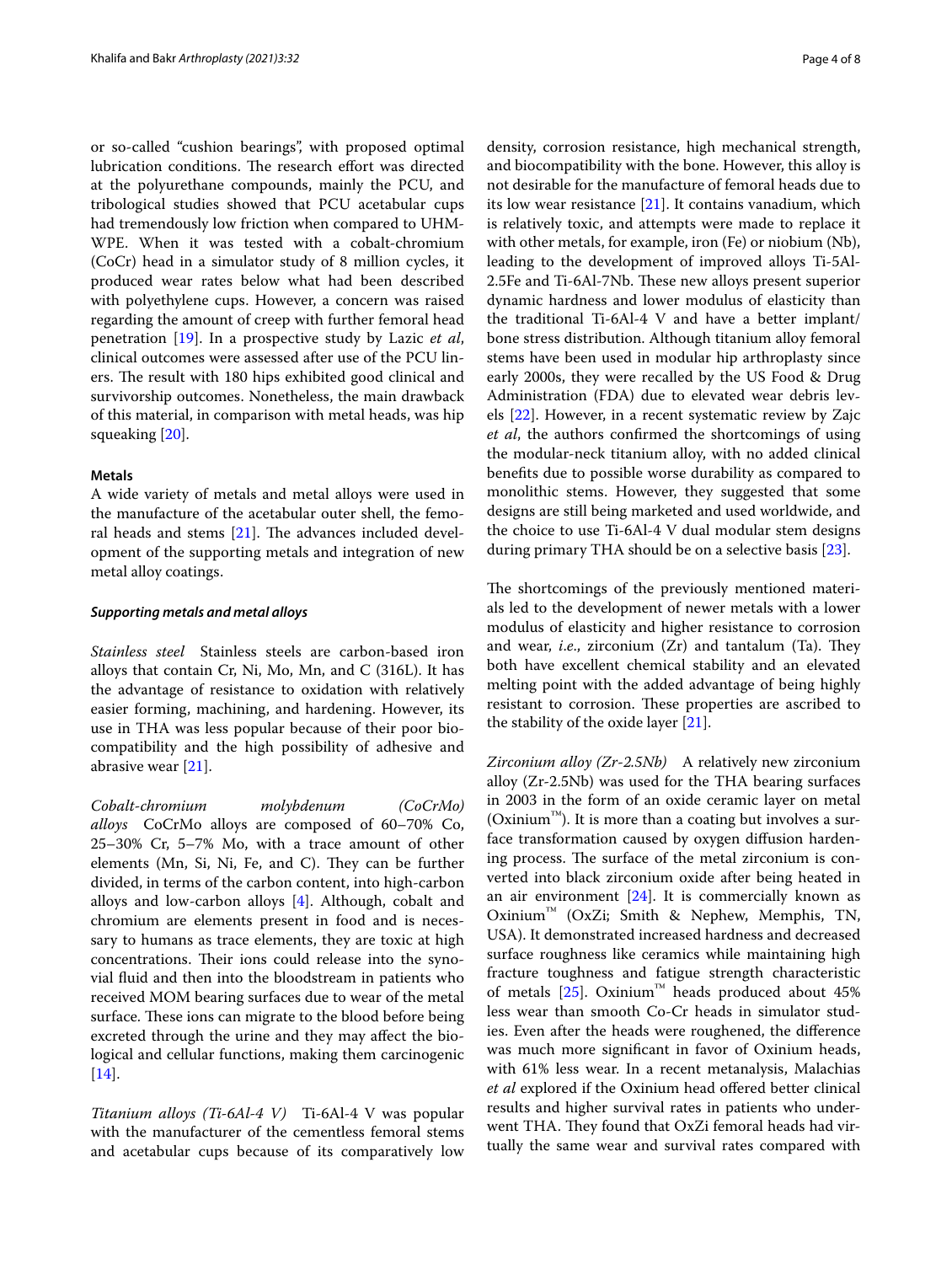or so-called "cushion bearings", with proposed optimal lubrication conditions. The research effort was directed at the polyurethane compounds, mainly the PCU, and tribological studies showed that PCU acetabular cups had tremendously low friction when compared to UHMWPE. When it was tested with a cobalt-chromium (CoCr) head in a simulator study of 8 million cycles, it produced wear rates below what had been described with polyethylene cups. However, a concern was raised regarding the amount of creep with further femoral head penetration [19]. In a prospective study by Lazic *et al*, clinical outcomes were assessed after use of the PCU liners. The result with 180 hips exhibited good clinical and survivorship outcomes. Nonetheless, the main drawback of this material, in comparison with metal heads, was hip squeaking [20].

#### Metals

A wide variety of metals and metal alloys were used in the manufacture of the acetabular outer shell, the femoral heads and stems [21]. The advances included development of the supporting metals and integration of new metal alloy coatings.

##### *Supporting metals and metal alloys*

*Stainless steel* Stainless steels are carbon-based iron alloys that contain Cr, Ni, Mo, Mn, and C (316L). It has the advantage of resistance to oxidation with relatively easier forming, machining, and hardening. However, its use in THA was less popular because of their poor biocompatibility and the high possibility of adhesive and abrasive wear [21].

*Cobalt-chromium molybdenum (CoCrMo) alloys* CoCrMo alloys are composed of 60–70% Co, 25–30% Cr, 5–7% Mo, with a trace amount of other elements (Mn, Si, Ni, Fe, and C). They can be further divided, in terms of the carbon content, into high-carbon alloys and low-carbon alloys [4]. Although, cobalt and chromium are elements present in food and is necessary to humans as trace elements, they are toxic at high concentrations. Their ions could release into the synovial fluid and then into the bloodstream in patients who received MOM bearing surfaces due to wear of the metal surface. These ions can migrate to the blood before being excreted through the urine and they may affect the biological and cellular functions, making them carcinogenic [14].

*Titanium alloys (Ti-6Al-4 V)* Ti-6Al-4 V was popular with the manufacturer of the cementless femoral stems and acetabular cups because of its comparatively low density, corrosion resistance, high mechanical strength, and biocompatibility with the bone. However, this alloy is not desirable for the manufacture of femoral heads due to its low wear resistance [21]. It contains vanadium, which is relatively toxic, and attempts were made to replace it with other metals, for example, iron (Fe) or niobium (Nb), leading to the development of improved alloys Ti-5Al-2.5Fe and Ti-6Al-7Nb. These new alloys present superior dynamic hardness and lower modulus of elasticity than the traditional Ti-6Al-4 V and have a better implant/bone stress distribution. Although titanium alloy femoral stems have been used in modular hip arthroplasty since early 2000s, they were recalled by the US Food & Drug Administration (FDA) due to elevated wear debris levels [22]. However, in a recent systematic review by Zajc *et al*, the authors confirmed the shortcomings of using the modular-neck titanium alloy, with no added clinical benefits due to possible worse durability as compared to monolithic stems. However, they suggested that some designs are still being marketed and used worldwide, and the choice to use Ti-6Al-4 V dual modular stem designs during primary THA should be on a selective basis [23].

The shortcomings of the previously mentioned materials led to the development of newer metals with a lower modulus of elasticity and higher resistance to corrosion and wear, *i.e.*, zirconium (Zr) and tantalum (Ta). They both have excellent chemical stability and an elevated melting point with the added advantage of being highly resistant to corrosion. These properties are ascribed to the stability of the oxide layer [21].

*Zirconium alloy (Zr-2.5Nb)* A relatively new zirconium alloy (Zr-2.5Nb) was used for the THA bearing surfaces in 2003 in the form of an oxide ceramic layer on metal (Oxinium™). It is more than a coating but involves a surface transformation caused by oxygen diffusion hardening process. The surface of the metal zirconium is converted into black zirconium oxide after being heated in an air environment [24]. It is commercially known as Oxinium™ (OxZi; Smith & Nephew, Memphis, TN, USA). It demonstrated increased hardness and decreased surface roughness like ceramics while maintaining high fracture toughness and fatigue strength characteristic of metals [25]. Oxinium™ heads produced about 45% less wear than smooth Co-Cr heads in simulator studies. Even after the heads were roughened, the difference was much more significant in favor of Oxinium heads, with 61% less wear. In a recent metanalysis, Malachias *et al* explored if the Oxinium head offered better clinical results and higher survival rates in patients who underwent THA. They found that OxZi femoral heads had virtually the same wear and survival rates compared with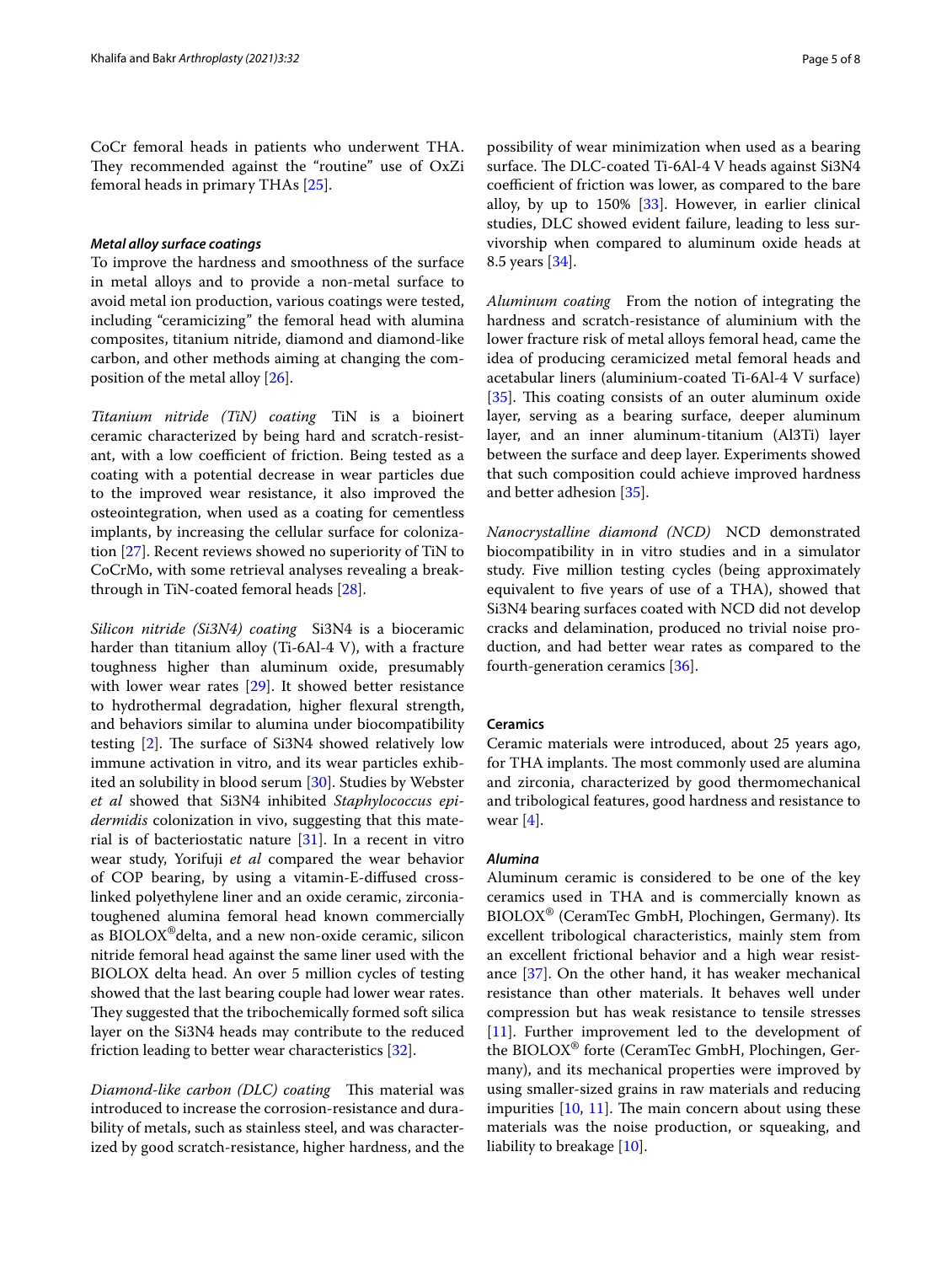CoCr femoral heads in patients who underwent THA. They recommended against the "routine" use of OxZi femoral heads in primary THAs [25].

### *Metal alloy surface coatings*

To improve the hardness and smoothness of the surface in metal alloys and to provide a non-metal surface to avoid metal ion production, various coatings were tested, including "ceramicizing" the femoral head with alumina composites, titanium nitride, diamond and diamond-like carbon, and other methods aiming at changing the composition of the metal alloy [26].

*Titanium nitride (TiN) coating* TiN is a bioinert ceramic characterized by being hard and scratch-resistant, with a low coefficient of friction. Being tested as a coating with a potential decrease in wear particles due to the improved wear resistance, it also improved the osteointegration, when used as a coating for cementless implants, by increasing the cellular surface for colonization [27]. Recent reviews showed no superiority of TiN to CoCrMo, with some retrieval analyses revealing a breakthrough in TiN-coated femoral heads [28].

*Silicon nitride (Si3N4) coating* Si3N4 is a bioceramic harder than titanium alloy (Ti-6Al-4 V), with a fracture toughness higher than aluminum oxide, presumably with lower wear rates [29]. It showed better resistance to hydrothermal degradation, higher flexural strength, and behaviors similar to alumina under biocompatibility testing [2]. The surface of Si3N4 showed relatively low immune activation in vitro, and its wear particles exhibited an solubility in blood serum [30]. Studies by Webster *et al* showed that Si3N4 inhibited *Staphylococcus epidermidis* colonization in vivo, suggesting that this material is of bacteriostatic nature [31]. In a recent in vitro wear study, Yorifuji *et al* compared the wear behavior of COP bearing, by using a vitamin-E-diffused cross-linked polyethylene liner and an oxide ceramic, zirconia-toughened alumina femoral head known commercially as BIOLOX®delta, and a new non-oxide ceramic, silicon nitride femoral head against the same liner used with the BIOLOX delta head. An over 5 million cycles of testing showed that the last bearing couple had lower wear rates. They suggested that the tribochemically formed soft silica layer on the Si3N4 heads may contribute to the reduced friction leading to better wear characteristics [32].

*Diamond-like carbon (DLC) coating* This material was introduced to increase the corrosion-resistance and durability of metals, such as stainless steel, and was characterized by good scratch-resistance, higher hardness, and the possibility of wear minimization when used as a bearing surface. The DLC-coated Ti-6Al-4 V heads against Si3N4 coefficient of friction was lower, as compared to the bare alloy, by up to 150% [33]. However, in earlier clinical studies, DLC showed evident failure, leading to less survivorship when compared to aluminum oxide heads at 8.5 years [34].

*Aluminum coating* From the notion of integrating the hardness and scratch-resistance of aluminium with the lower fracture risk of metal alloys femoral head, came the idea of producing ceramicized metal femoral heads and acetabular liners (aluminium-coated Ti-6Al-4 V surface) [35]. This coating consists of an outer aluminum oxide layer, serving as a bearing surface, deeper aluminum layer, and an inner aluminum-titanium (Al3Ti) layer between the surface and deep layer. Experiments showed that such composition could achieve improved hardness and better adhesion [35].

*Nanocrystalline diamond (NCD)* NCD demonstrated biocompatibility in in vitro studies and in a simulator study. Five million testing cycles (being approximately equivalent to five years of use of a THA), showed that Si3N4 bearing surfaces coated with NCD did not develop cracks and delamination, produced no trivial noise production, and had better wear rates as compared to the fourth-generation ceramics [36].

### Ceramics

Ceramic materials were introduced, about 25 years ago, for THA implants. The most commonly used are alumina and zirconia, characterized by good thermomechanical and tribological features, good hardness and resistance to wear [4].

### *Alumina*

Aluminum ceramic is considered to be one of the key ceramics used in THA and is commercially known as BIOLOX® (CeramTec GmbH, Plochingen, Germany). Its excellent tribological characteristics, mainly stem from an excellent frictional behavior and a high wear resistance [37]. On the other hand, it has weaker mechanical resistance than other materials. It behaves well under compression but has weak resistance to tensile stresses [11]. Further improvement led to the development of the BIOLOX® forte (CeramTec GmbH, Plochingen, Germany), and its mechanical properties were improved by using smaller-sized grains in raw materials and reducing impurities [10, 11]. The main concern about using these materials was the noise production, or squeaking, and liability to breakage [10].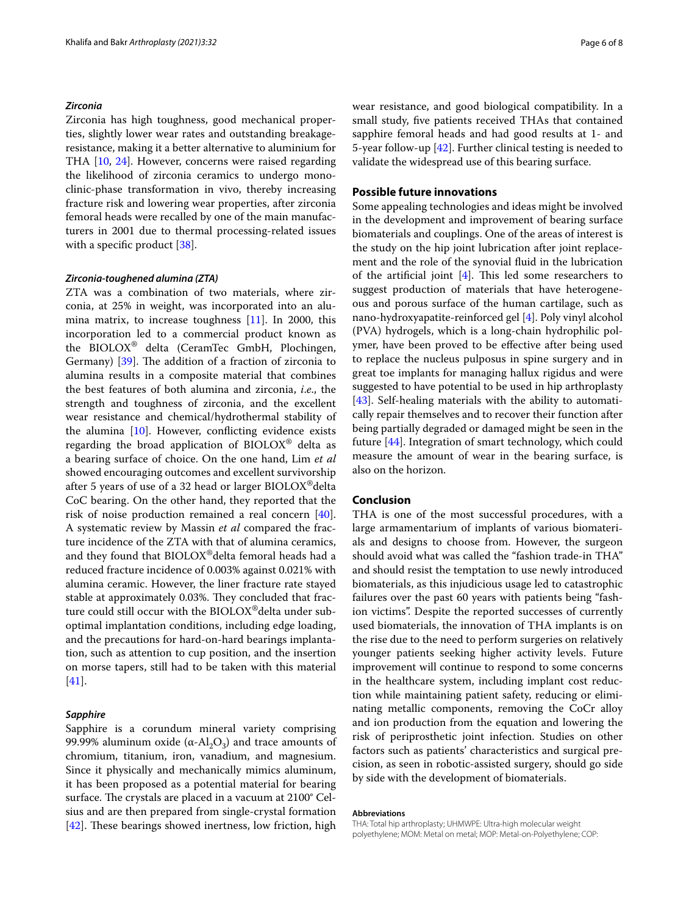### *Zirconia*

Zirconia has high toughness, good mechanical properties, slightly lower wear rates and outstanding breakage-resistance, making it a better alternative to aluminium for THA [10, 24]. However, concerns were raised regarding the likelihood of zirconia ceramics to undergo monoclinic-phase transformation in vivo, thereby increasing fracture risk and lowering wear properties, after zirconia femoral heads were recalled by one of the main manufacturers in 2001 due to thermal processing-related issues with a specific product [38].

### *Zirconia-toughened alumina (ZTA)*

ZTA was a combination of two materials, where zirconia, at 25% in weight, was incorporated into an alumina matrix, to increase toughness [11]. In 2000, this incorporation led to a commercial product known as the BIOLOX® delta (CeramTec GmbH, Plochingen, Germany) [39]. The addition of a fraction of zirconia to alumina results in a composite material that combines the best features of both alumina and zirconia, *i.e.*, the strength and toughness of zirconia, and the excellent wear resistance and chemical/hydrothermal stability of the alumina [10]. However, conflicting evidence exists regarding the broad application of BIOLOX® delta as a bearing surface of choice. On the one hand, Lim *et al* showed encouraging outcomes and excellent survivorship after 5 years of use of a 32 head or larger BIOLOX®delta CoC bearing. On the other hand, they reported that the risk of noise production remained a real concern [40]. A systematic review by Massin *et al* compared the fracture incidence of the ZTA with that of alumina ceramics, and they found that BIOLOX®delta femoral heads had a reduced fracture incidence of 0.003% against 0.021% with alumina ceramic. However, the liner fracture rate stayed stable at approximately 0.03%. They concluded that fracture could still occur with the BIOLOX®delta under suboptimal implantation conditions, including edge loading, and the precautions for hard-on-hard bearings implantation, such as attention to cup position, and the insertion on morse tapers, still had to be taken with this material [41].

### *Sapphire*

Sapphire is a corundum mineral variety comprising 99.99% aluminum oxide ($\alpha$-$Al_2O_3$) and trace amounts of chromium, titanium, iron, vanadium, and magnesium. Since it physically and mechanically mimics aluminum, it has been proposed as a potential material for bearing surface. The crystals are placed in a vacuum at 2100° Celsius and are then prepared from single-crystal formation [42]. These bearings showed inertness, low friction, high wear resistance, and good biological compatibility. In a small study, five patients received THAs that contained sapphire femoral heads and had good results at 1- and 5-year follow-up [42]. Further clinical testing is needed to validate the widespread use of this bearing surface.

## Possible future innovations

Some appealing technologies and ideas might be involved in the development and improvement of bearing surface biomaterials and couplings. One of the areas of interest is the study on the hip joint lubrication after joint replacement and the role of the synovial fluid in the lubrication of the artificial joint [4]. This led some researchers to suggest production of materials that have heterogeneous and porous surface of the human cartilage, such as nano-hydroxyapatite-reinforced gel [4]. Poly vinyl alcohol (PVA) hydrogels, which is a long-chain hydrophilic polymer, have been proved to be effective after being used to replace the nucleus pulposus in spine surgery and in great toe implants for managing hallux rigidus and were suggested to have potential to be used in hip arthroplasty [43]. Self-healing materials with the ability to automatically repair themselves and to recover their function after being partially degraded or damaged might be seen in the future [44]. Integration of smart technology, which could measure the amount of wear in the bearing surface, is also on the horizon.

## Conclusion

THA is one of the most successful procedures, with a large armamentarium of implants of various biomaterials and designs to choose from. However, the surgeon should avoid what was called the "fashion trade-in THA" and should resist the temptation to use newly introduced biomaterials, as this injudicious usage led to catastrophic failures over the past 60 years with patients being "fashion victims". Despite the reported successes of currently used biomaterials, the innovation of THA implants is on the rise due to the need to perform surgeries on relatively younger patients seeking higher activity levels. Future improvement will continue to respond to some concerns in the healthcare system, including implant cost reduction while maintaining patient safety, reducing or eliminating metallic components, removing the CoCr alloy and ion production from the equation and lowering the risk of periprosthetic joint infection. Studies on other factors such as patients' characteristics and surgical precision, as seen in robotic-assisted surgery, should go side by side with the development of biomaterials.

#### Abbreviations

THA: Total hip arthroplasty; UHMWPE: Ultra-high molecular weight polyethylene; MOM: Metal on metal; MOP: Metal-on-Polyethylene; COP: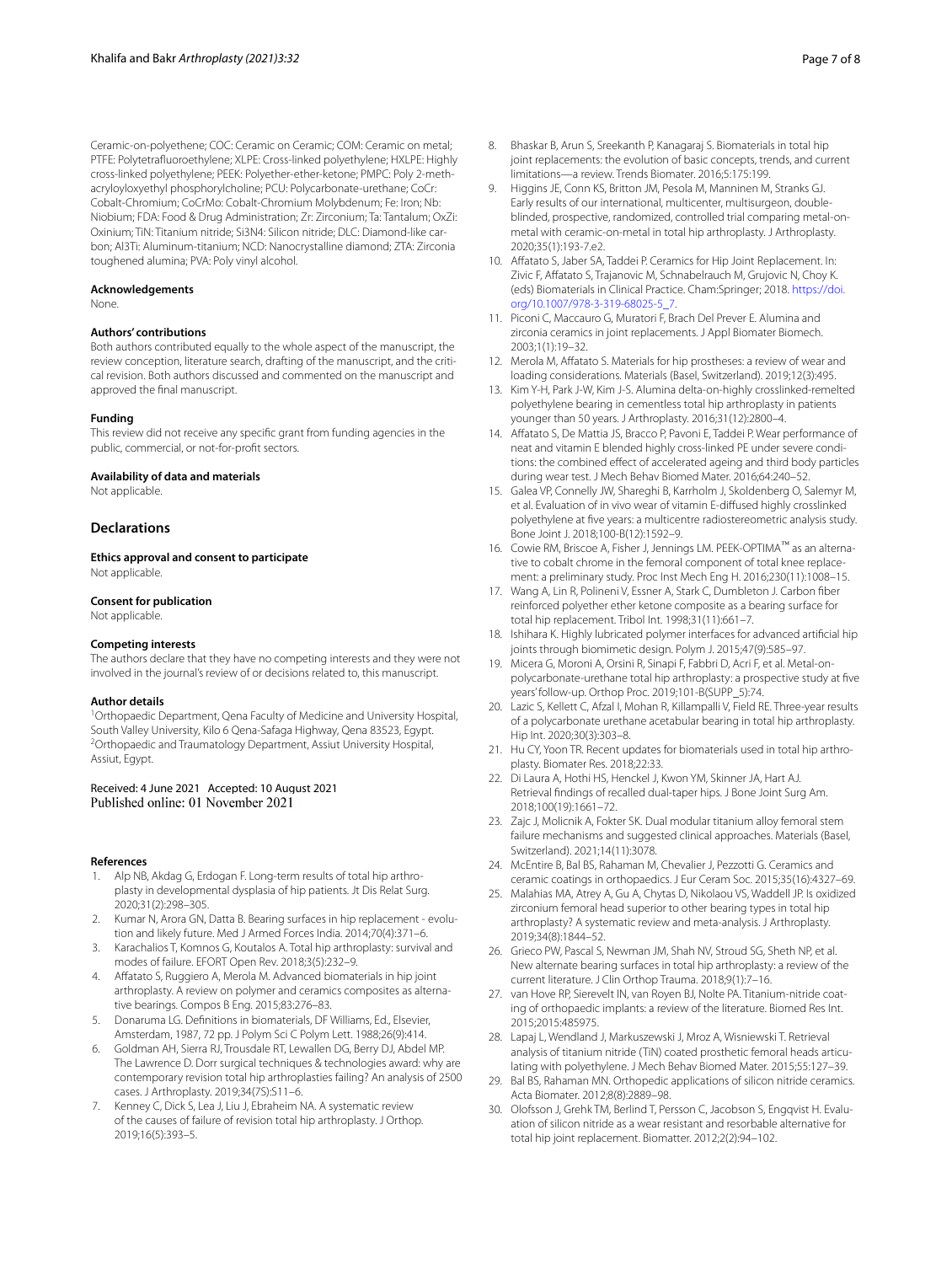Ceramic-on-polyethene; COC: Ceramic on Ceramic; COM: Ceramic on metal; PTFE: Polytetrafluoroethylene; XLPE: Cross-linked polyethylene; HXLPE: Highly cross-linked polyethylene; PEEK: Polyether-ether-ketone; PMPC: Poly 2-methacryloyloxyethyl phosphorylcholine; PCU: Polycarbonate-urethane; CoCr: Cobalt-Chromium; CoCrMo: Cobalt-Chromium Molybdenum; Fe: Iron; Nb: Niobium; FDA: Food & Drug Administration; Zr: Zirconium; Ta: Tantalum; OxZi: Oxinium; TiN: Titanium nitride; Si3N4: Silicon nitride; DLC: Diamond-like carbon; Al3Ti: Aluminum-titanium; NCD: Nanocrystalline diamond; ZTA: Zirconia toughened alumina; PVA: Poly vinyl alcohol.

**Acknowledgements**
None.

**Authors' contributions**
Both authors contributed equally to the whole aspect of the manuscript, the review conception, literature search, drafting of the manuscript, and the critical revision. Both authors discussed and commented on the manuscript and approved the final manuscript.

**Funding**
This review did not receive any specific grant from funding agencies in the public, commercial, or not-for-profit sectors.

**Availability of data and materials**
Not applicable.

## Declarations

**Ethics approval and consent to participate**
Not applicable.

**Consent for publication**
Not applicable.

**Competing interests**
The authors declare that they have no competing interests and they were not involved in the journal's review of or decisions related to, this manuscript.

**Author details**
[1]Orthopaedic Department, Qena Faculty of Medicine and University Hospital, South Valley University, Kilo 6 Qena-Safaga Highway, Qena 83523, Egypt. [2]Orthopaedic and Traumatology Department, Assiut University Hospital, Assiut, Egypt.

Received: 4 June 2021 Accepted: 10 August 2021
Published online: 01 November 2021

**References**

1. Alp NB, Akdag G, Erdogan F. Long-term results of total hip arthroplasty in developmental dysplasia of hip patients. Jt Dis Relat Surg. 2020;31(2):298–305.
2. Kumar N, Arora GN, Datta B. Bearing surfaces in hip replacement - evolution and likely future. Med J Armed Forces India. 2014;70(4):371–6.
3. Karachalios T, Komnos G, Koutalos A. Total hip arthroplasty: survival and modes of failure. EFORT Open Rev. 2018;3(5):232–9.
4. Affatato S, Ruggiero A, Merola M. Advanced biomaterials in hip joint arthroplasty. A review on polymer and ceramics composites as alternative bearings. Compos B Eng. 2015;83:276–83.
5. Donaruma LG. Definitions in biomaterials, DF Williams, Ed., Elsevier, Amsterdam, 1987, 72 pp. J Polym Sci C Polym Lett. 1988;26(9):414.
6. Goldman AH, Sierra RJ, Trousdale RT, Lewallen DG, Berry DJ, Abdel MP. The Lawrence D. Dorr surgical techniques & technologies award: why are contemporary revision total hip arthroplasties failing? An analysis of 2500 cases. J Arthroplasty. 2019;34(7S):S11–6.
7. Kenney C, Dick S, Lea J, Liu J, Ebraheim NA. A systematic review of the causes of failure of revision total hip arthroplasty. J Orthop. 2019;16(5):393–5.
8. Bhaskar B, Arun S, Sreekanth P, Kanagaraj S. Biomaterials in total hip joint replacements: the evolution of basic concepts, trends, and current limitations—a review. Trends Biomater. 2016;5:175:199.
9. Higgins JE, Conn KS, Britton JM, Pesola M, Manninen M, Stranks GJ. Early results of our international, multicenter, multisurgeon, double-blinded, prospective, randomized, controlled trial comparing metal-on-metal with ceramic-on-metal in total hip arthroplasty. J Arthroplasty. 2020;35(1):193-7.e2.
10. Affatato S, Jaber SA, Taddei P. Ceramics for Hip Joint Replacement. In: Zivic F, Affatato S, Trajanovic M, Schnabelrauch M, Grujovic N, Choy K. (eds) Biomaterials in Clinical Practice. Cham:Springer; 2018. https://doi.org/10.1007/978-3-319-68025-5_7.
11. Piconi C, Maccauro G, Muratori F, Brach Del Prever E. Alumina and zirconia ceramics in joint replacements. J Appl Biomater Biomech. 2003;1(1):19–32.
12. Merola M, Affatato S. Materials for hip prostheses: a review of wear and loading considerations. Materials (Basel, Switzerland). 2019;12(3):495.
13. Kim Y-H, Park J-W, Kim J-S. Alumina delta-on-highly crosslinked-remelted polyethylene bearing in cementless total hip arthroplasty in patients younger than 50 years. J Arthroplasty. 2016;31(12):2800–4.
14. Affatato S, De Mattia JS, Bracco P, Pavoni E, Taddei P. Wear performance of neat and vitamin E blended highly cross-linked PE under severe conditions: the combined effect of accelerated ageing and third body particles during wear test. J Mech Behav Biomed Mater. 2016;64:240–52.
15. Galea VP, Connelly JW, Shareghi B, Karrholm J, Skoldenberg O, Salemyr M, et al. Evaluation of in vivo wear of vitamin E-diffused highly crosslinked polyethylene at five years: a multicentre radiostereometric analysis study. Bone Joint J. 2018;100-B(12):1592–9.
16. Cowie RM, Briscoe A, Fisher J, Jennings LM. PEEK-OPTIMA™ as an alternative to cobalt chrome in the femoral component of total knee replacement: a preliminary study. Proc Inst Mech Eng H. 2016;230(11):1008–15.
17. Wang A, Lin R, Polineni V, Essner A, Stark C, Dumbleton J. Carbon fiber reinforced polyether ether ketone composite as a bearing surface for total hip replacement. Tribol Int. 1998;31(11):661–7.
18. Ishihara K. Highly lubricated polymer interfaces for advanced artificial hip joints through biomimetic design. Polym J. 2015;47(9):585–97.
19. Micera G, Moroni A, Orsini R, Sinapi F, Fabbri D, Acri F, et al. Metal-on-polycarbonate-urethane total hip arthroplasty: a prospective study at five years' follow-up. Orthop Proc. 2019;101-B(SUPP_5):74.
20. Lazic S, Kellett C, Afzal I, Mohan R, Killampalli V, Field RE. Three-year results of a polycarbonate urethane acetabular bearing in total hip arthroplasty. Hip Int. 2020;30(3):303–8.
21. Hu CY, Yoon TR. Recent updates for biomaterials used in total hip arthroplasty. Biomater Res. 2018;22:33.
22. Di Laura A, Hothi HS, Henckel J, Kwon YM, Skinner JA, Hart AJ. Retrieval findings of recalled dual-taper hips. J Bone Joint Surg Am. 2018;100(19):1661–72.
23. Zajc J, Molicnik A, Fokter SK. Dual modular titanium alloy femoral stem failure mechanisms and suggested clinical approaches. Materials (Basel, Switzerland). 2021;14(11):3078.
24. McEntire B, Bal BS, Rahaman M, Chevalier J, Pezzotti G. Ceramics and ceramic coatings in orthopaedics. J Eur Ceram Soc. 2015;35(16):4327–69.
25. Malahias MA, Atrey A, Gu A, Chytas D, Nikolaou VS, Waddell JP. Is oxidized zirconium femoral head superior to other bearing types in total hip arthroplasty? A systematic review and meta-analysis. J Arthroplasty. 2019;34(8):1844–52.
26. Grieco PW, Pascal S, Newman JM, Shah NV, Stroud SG, Sheth NP, et al. New alternate bearing surfaces in total hip arthroplasty: a review of the current literature. J Clin Orthop Trauma. 2018;9(1):7–16.
27. van Hove RP, Sierevelt IN, van Royen BJ, Nolte PA. Titanium-nitride coating of orthopaedic implants: a review of the literature. Biomed Res Int. 2015;2015:485975.
28. Lapaj L, Wendland J, Markuszewski J, Mroz A, Wisniewski T. Retrieval analysis of titanium nitride (TiN) coated prosthetic femoral heads articulating with polyethylene. J Mech Behav Biomed Mater. 2015;55:127–39.
29. Bal BS, Rahaman MN. Orthopedic applications of silicon nitride ceramics. Acta Biomater. 2012;8(8):2889–98.
30. Olofsson J, Grehk TM, Berlind T, Persson C, Jacobson S, Engqvist H. Evaluation of silicon nitride as a wear resistant and resorbable alternative for total hip joint replacement. Biomatter. 2012;2(2):94–102.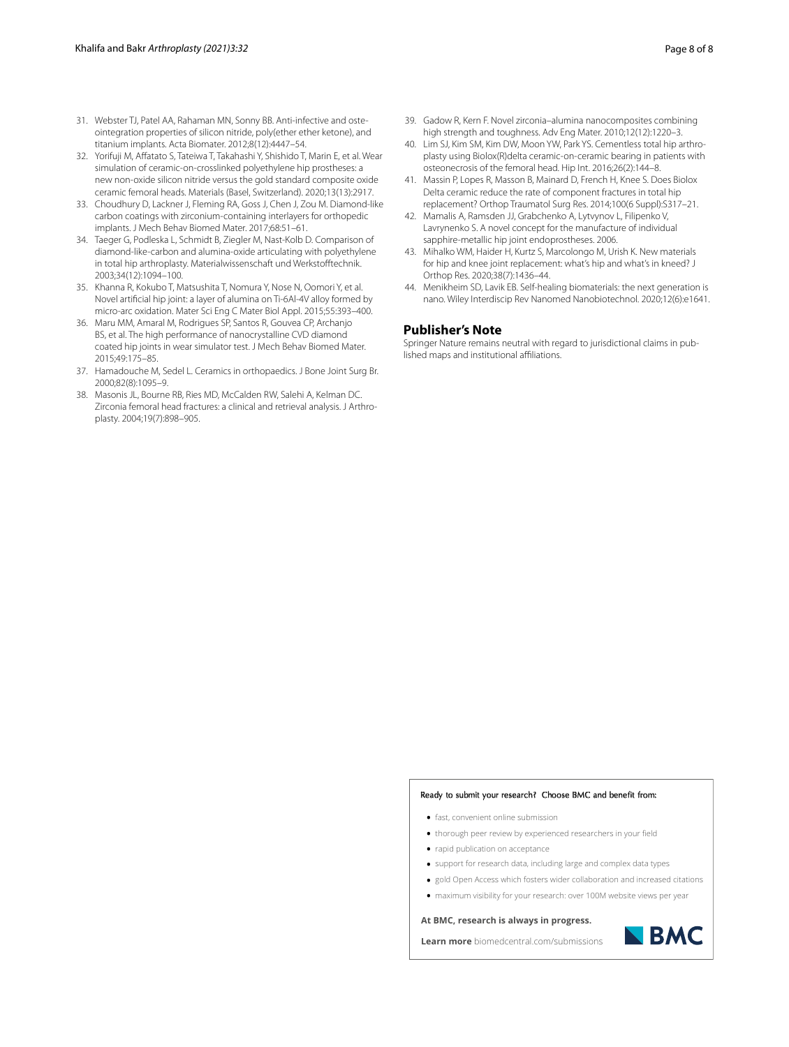31. Webster TJ, Patel AA, Rahaman MN, Sonny BB. Anti-infective and osteointegration properties of silicon nitride, poly(ether ether ketone), and titanium implants. Acta Biomater. 2012;8(12):4447–54.
32. Yorifuji M, Affatato S, Tateiwa T, Takahashi Y, Shishido T, Marin E, et al. Wear simulation of ceramic-on-crosslinked polyethylene hip prostheses: a new non-oxide silicon nitride versus the gold standard composite oxide ceramic femoral heads. Materials (Basel, Switzerland). 2020;13(13):2917.
33. Choudhury D, Lackner J, Fleming RA, Goss J, Chen J, Zou M. Diamond-like carbon coatings with zirconium-containing interlayers for orthopedic implants. J Mech Behav Biomed Mater. 2017;68:51–61.
34. Taeger G, Podleska L, Schmidt B, Ziegler M, Nast-Kolb D. Comparison of diamond-like-carbon and alumina-oxide articulating with polyethylene in total hip arthroplasty. Materialwissenschaft und Werkstofftechnik. 2003;34(12):1094–100.
35. Khanna R, Kokubo T, Matsushita T, Nomura Y, Nose N, Oomori Y, et al. Novel artificial hip joint: a layer of alumina on Ti-6Al-4V alloy formed by micro-arc oxidation. Mater Sci Eng C Mater Biol Appl. 2015;55:393–400.
36. Maru MM, Amaral M, Rodrigues SP, Santos R, Gouvea CP, Archanjo BS, et al. The high performance of nanocrystalline CVD diamond coated hip joints in wear simulator test. J Mech Behav Biomed Mater. 2015;49:175–85.
37. Hamadouche M, Sedel L. Ceramics in orthopaedics. J Bone Joint Surg Br. 2000;82(8):1095–9.
38. Masonis JL, Bourne RB, Ries MD, McCalden RW, Salehi A, Kelman DC. Zirconia femoral head fractures: a clinical and retrieval analysis. J Arthroplasty. 2004;19(7):898–905.
39. Gadow R, Kern F. Novel zirconia–alumina nanocomposites combining high strength and toughness. Adv Eng Mater. 2010;12(12):1220–3.
40. Lim SJ, Kim SM, Kim DW, Moon YW, Park YS. Cementless total hip arthroplasty using Biolox(R)delta ceramic-on-ceramic bearing in patients with osteonecrosis of the femoral head. Hip Int. 2016;26(2):144–8.
41. Massin P, Lopes R, Masson B, Mainard D, French H, Knee S. Does Biolox Delta ceramic reduce the rate of component fractures in total hip replacement? Orthop Traumatol Surg Res. 2014;100(6 Suppl):S317–21.
42. Mamalis A, Ramsden JJ, Grabchenko A, Lytvynov L, Filipenko V, Lavrynenko S. A novel concept for the manufacture of individual sapphire-metallic hip joint endoprostheses. 2006.
43. Mihalko WM, Haider H, Kurtz S, Marcolongo M, Urish K. New materials for hip and knee joint replacement: what's hip and what's in kneed? J Orthop Res. 2020;38(7):1436–44.
44. Menikheim SD, Lavik EB. Self-healing biomaterials: the next generation is nano. Wiley Interdiscip Rev Nanomed Nanobiotechnol. 2020;12(6):e1641.

## Publisher's Note

Springer Nature remains neutral with regard to jurisdictional claims in published maps and institutional affiliations.